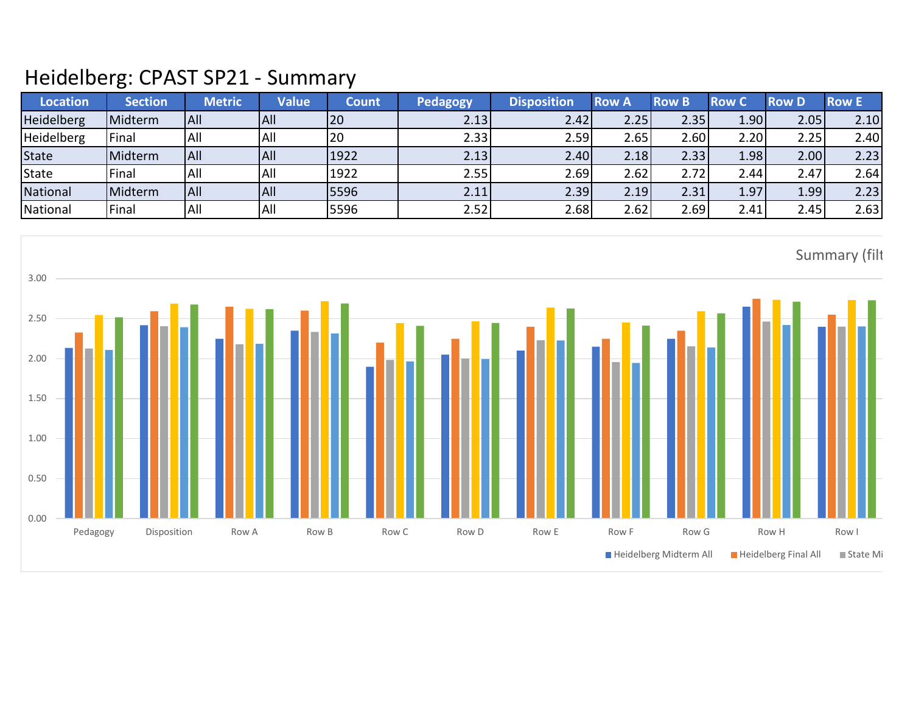# Heidelberg: CPAST SP21 - Summary

| Location | Section | Metric | Value | Count | Pedagogy | Disposition | Row A | Row B | Row C | Row D | Row E |
|---|---|---|---|---|---|---|---|---|---|---|---|
| Heidelberg | Midterm | All | All | 20 | 2.13 | 2.42 | 2.25 | 2.35 | 1.90 | 2.05 | 2.10 |
| Heidelberg | Final | All | All | 20 | 2.33 | 2.59 | 2.65 | 2.60 | 2.20 | 2.25 | 2.40 |
| State | Midterm | All | All | 1922 | 2.13 | 2.40 | 2.18 | 2.33 | 1.98 | 2.00 | 2.23 |
| State | Final | All | All | 1922 | 2.55 | 2.69 | 2.62 | 2.72 | 2.44 | 2.47 | 2.64 |
| National | Midterm | All | All | 5596 | 2.11 | 2.39 | 2.19 | 2.31 | 1.97 | 1.99 | 2.23 |
| National | Final | All | All | 5596 | 2.52 | 2.68 | 2.62 | 2.69 | 2.41 | 2.45 | 2.63 |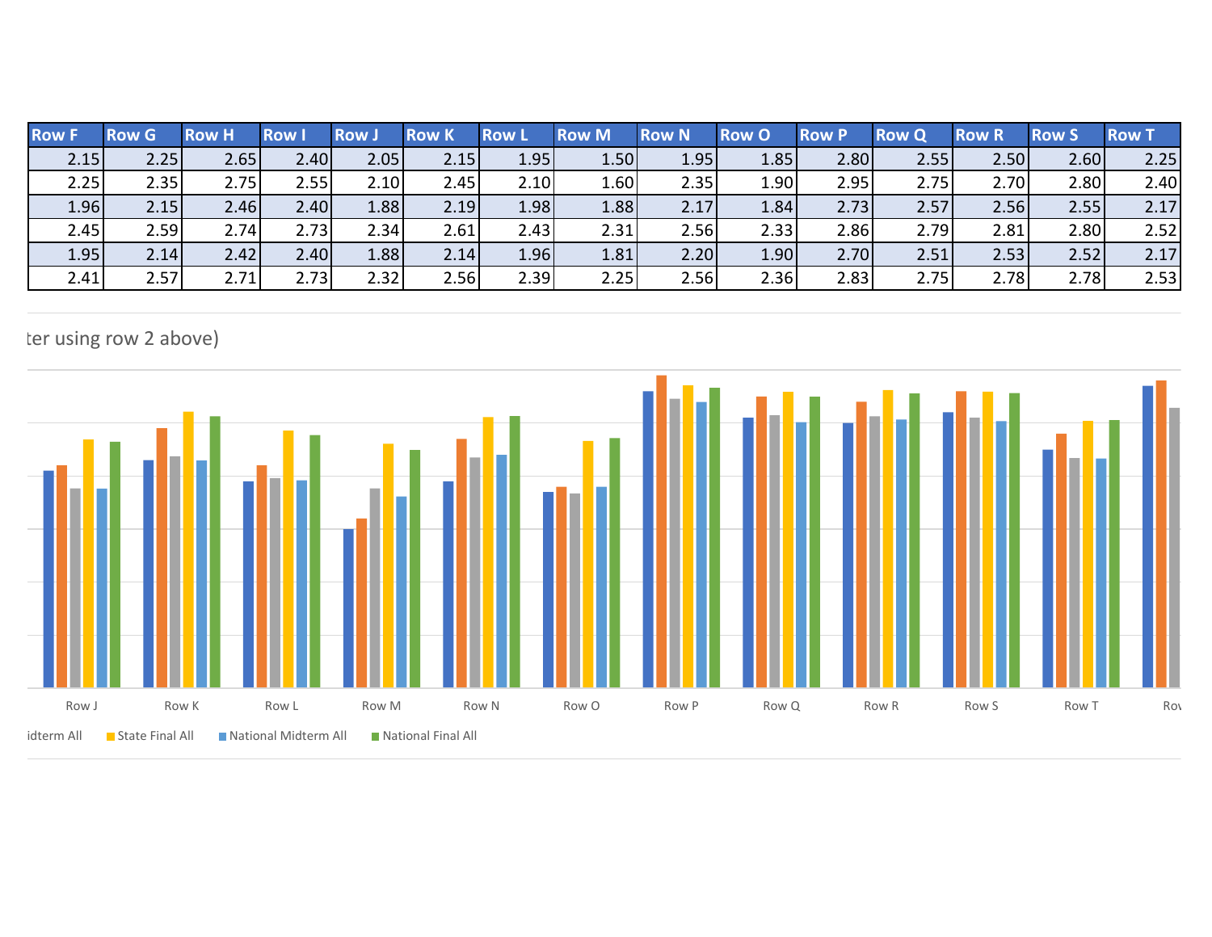| Row F | Row G | Row H | Row I | Row J | Row K | Row L | Row M | Row N | Row O | Row P | Row Q | Row R | Row S | Row T |
|---|---|---|---|---|---|---|---|---|---|---|---|---|---|---|
| 2.15 | 2.25 | 2.65 | 2.40 | 2.05 | 2.15 | 1.95 | 1.50 | 1.95 | 1.85 | 2.80 | 2.55 | 2.50 | 2.60 | 2.25 |
| 2.25 | 2.35 | 2.75 | 2.55 | 2.10 | 2.45 | 2.10 | 1.60 | 2.35 | 1.90 | 2.95 | 2.75 | 2.70 | 2.80 | 2.40 |
| 1.96 | 2.15 | 2.46 | 2.40 | 1.88 | 2.19 | 1.98 | 1.88 | 2.17 | 1.84 | 2.73 | 2.57 | 2.56 | 2.55 | 2.17 |
| 2.45 | 2.59 | 2.74 | 2.73 | 2.34 | 2.61 | 2.43 | 2.31 | 2.56 | 2.33 | 2.86 | 2.79 | 2.81 | 2.80 | 2.52 |
| 1.95 | 2.14 | 2.42 | 2.40 | 1.88 | 2.14 | 1.96 | 1.81 | 2.20 | 1.90 | 2.70 | 2.51 | 2.53 | 2.52 | 2.17 |
| 2.41 | 2.57 | 2.71 | 2.73 | 2.32 | 2.56 | 2.39 | 2.25 | 2.56 | 2.36 | 2.83 | 2.75 | 2.78 | 2.78 | 2.53 |

ter using row 2 above)

Row J Row K Row L Row M Row N Row O Row P Row Q Row R Row S Row T Row

idterm All   State Final All   National Midterm All   National Final All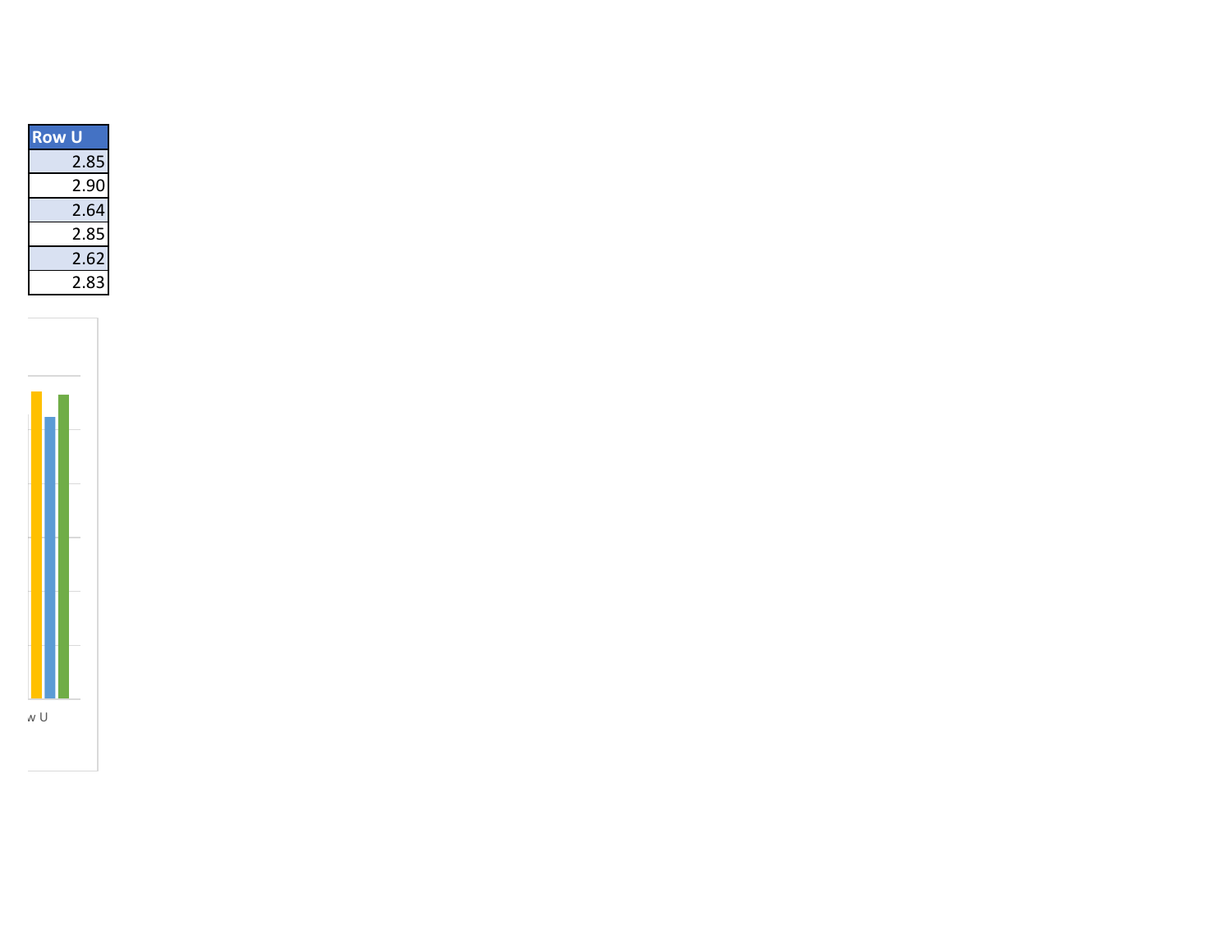| Row U |
|---|
| 2.85 |
| 2.90 |
| 2.64 |
| 2.85 |
| 2.62 |
| 2.83 |

w U